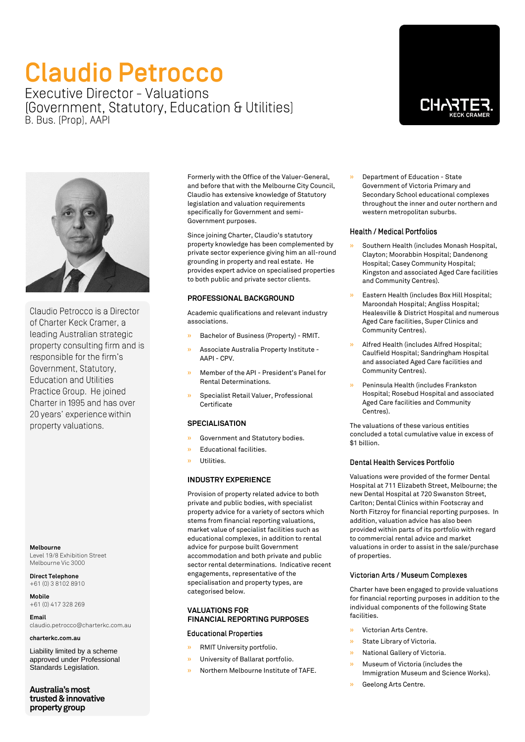# Claudio Petrocco

Executive Director - Valuations
(Government, Statutory, Education & Utilities)
B. Bus. (Prop), AAPI

CHARTER. KECK CRAMER

Claudio Petrocco is a Director of Charter Keck Cramer, a leading Australian strategic property consulting firm and is responsible for the firm's Government, Statutory, Education and Utilities Practice Group. He joined Charter in 1995 and has over 20 years' experience within property valuations.

**Melbourne**
Level 19/8 Exhibition Street
Melbourne Vic 3000

**Direct Telephone**
+61 (0) 3 8102 8910

**Mobile**
+61 (0) 417 328 269

**Email**
claudio.petrocco@charterkc.com.au

**charterkc.com.au**

Liability limited by a scheme approved under Professional Standards Legislation.

**Australia's most trusted & innovative property group**

Formerly with the Office of the Valuer-General, and before that with the Melbourne City Council, Claudio has extensive knowledge of Statutory legislation and valuation requirements specifically for Government and semi-Government purposes.

Since joining Charter, Claudio's statutory property knowledge has been complemented by private sector experience giving him an all-round grounding in property and real estate. He provides expert advice on specialised properties to both public and private sector clients.

## PROFESSIONAL BACKGROUND

Academic qualifications and relevant industry associations.

- Bachelor of Business (Property) - RMIT.
- Associate Australia Property Institute - AAPI - CPV.
- Member of the API - President's Panel for Rental Determinations.
- Specialist Retail Valuer, Professional Certificate

## SPECIALISATION

- Government and Statutory bodies.
- Educational facilities.
- Utilities.

## INDUSTRY EXPERIENCE

Provision of property related advice to both private and public bodies, with specialist property advice for a variety of sectors which stems from financial reporting valuations, market value of specialist facilities such as educational complexes, in addition to rental advice for purpose built Government accommodation and both private and public sector rental determinations. Indicative recent engagements, representative of the specialisation and property types, are categorised below.

## VALUATIONS FOR FINANCIAL REPORTING PURPOSES

### Educational Properties

- RMIT University portfolio.
- University of Ballarat portfolio.
- Northern Melbourne Institute of TAFE.
- Department of Education - State Government of Victoria Primary and Secondary School educational complexes throughout the inner and outer northern and western metropolitan suburbs.

### Health / Medical Portfolios

- Southern Health (includes Monash Hospital, Clayton; Moorabbin Hospital; Dandenong Hospital; Casey Community Hospital; Kingston and associated Aged Care facilities and Community Centres).
- Eastern Health (includes Box Hill Hospital; Maroondah Hospital; Angliss Hospital; Healesville & District Hospital and numerous Aged Care facilities, Super Clinics and Community Centres).
- Alfred Health (includes Alfred Hospital; Caulfield Hospital; Sandringham Hospital and associated Aged Care facilities and Community Centres).
- Peninsula Health (includes Frankston Hospital; Rosebud Hospital and associated Aged Care facilities and Community Centres).

The valuations of these various entities concluded a total cumulative value in excess of $1 billion.

### Dental Health Services Portfolio

Valuations were provided of the former Dental Hospital at 711 Elizabeth Street, Melbourne; the new Dental Hospital at 720 Swanston Street, Carlton; Dental Clinics within Footscray and North Fitzroy for financial reporting purposes. In addition, valuation advice has also been provided within parts of its portfolio with regard to commercial rental advice and market valuations in order to assist in the sale/purchase of properties.

### Victorian Arts / Museum Complexes

Charter have been engaged to provide valuations for financial reporting purposes in addition to the individual components of the following State facilities.

- Victorian Arts Centre.
- State Library of Victoria.
- National Gallery of Victoria.
- Museum of Victoria (includes the Immigration Museum and Science Works).
- Geelong Arts Centre.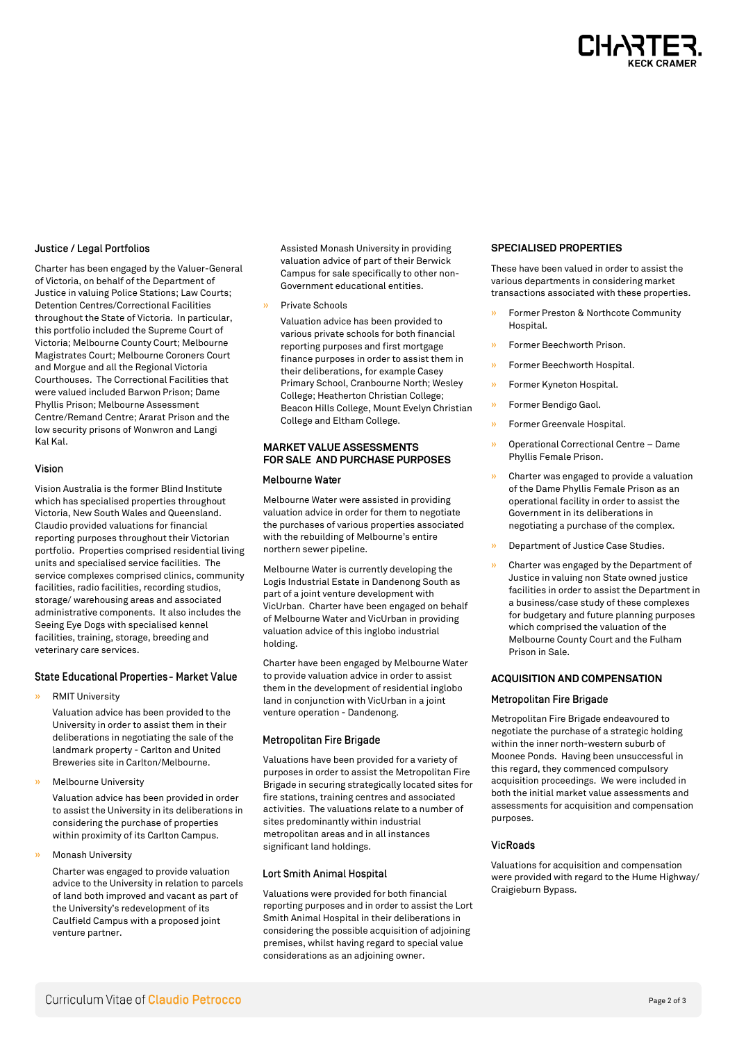### Justice / Legal Portfolios

Charter has been engaged by the Valuer-General of Victoria, on behalf of the Department of Justice in valuing Police Stations; Law Courts; Detention Centres/Correctional Facilities throughout the State of Victoria. In particular, this portfolio included the Supreme Court of Victoria; Melbourne County Court; Melbourne Magistrates Court; Melbourne Coroners Court and Morgue and all the Regional Victoria Courthouses. The Correctional Facilities that were valued included Barwon Prison; Dame Phyllis Prison; Melbourne Assessment Centre/Remand Centre; Ararat Prison and the low security prisons of Wonwron and Langi Kal Kal.

### Vision

Vision Australia is the former Blind Institute which has specialised properties throughout Victoria, New South Wales and Queensland. Claudio provided valuations for financial reporting purposes throughout their Victorian portfolio. Properties comprised residential living units and specialised service facilities. The service complexes comprised clinics, community facilities, radio facilities, recording studios, storage/ warehousing areas and associated administrative components. It also includes the Seeing Eye Dogs with specialised kennel facilities, training, storage, breeding and veterinary care services.

### State Educational Properties - Market Value

- RMIT University

  Valuation advice has been provided to the University in order to assist them in their deliberations in negotiating the sale of the landmark property - Carlton and United Breweries site in Carlton/Melbourne.

- Melbourne University

  Valuation advice has been provided in order to assist the University in its deliberations in considering the purchase of properties within proximity of its Carlton Campus.

- Monash University

  Charter was engaged to provide valuation advice to the University in relation to parcels of land both improved and vacant as part of the University's redevelopment of its Caulfield Campus with a proposed joint venture partner.

  Assisted Monash University in providing valuation advice of part of their Berwick Campus for sale specifically to other non-Government educational entities.

- Private Schools

  Valuation advice has been provided to various private schools for both financial reporting purposes and first mortgage finance purposes in order to assist them in their deliberations, for example Casey Primary School, Cranbourne North; Wesley College; Heatherton Christian College; Beacon Hills College, Mount Evelyn Christian College and Eltham College.

## MARKET VALUE ASSESSMENTS FOR SALE AND PURCHASE PURPOSES

### Melbourne Water

Melbourne Water were assisted in providing valuation advice in order for them to negotiate the purchases of various properties associated with the rebuilding of Melbourne's entire northern sewer pipeline.

Melbourne Water is currently developing the Logis Industrial Estate in Dandenong South as part of a joint venture development with VicUrban. Charter have been engaged on behalf of Melbourne Water and VicUrban in providing valuation advice of this inglobo industrial holding.

Charter have been engaged by Melbourne Water to provide valuation advice in order to assist them in the development of residential inglobo land in conjunction with VicUrban in a joint venture operation - Dandenong.

### Metropolitan Fire Brigade

Valuations have been provided for a variety of purposes in order to assist the Metropolitan Fire Brigade in securing strategically located sites for fire stations, training centres and associated activities. The valuations relate to a number of sites predominantly within industrial metropolitan areas and in all instances significant land holdings.

### Lort Smith Animal Hospital

Valuations were provided for both financial reporting purposes and in order to assist the Lort Smith Animal Hospital in their deliberations in considering the possible acquisition of adjoining premises, whilst having regard to special value considerations as an adjoining owner.

## SPECIALISED PROPERTIES

These have been valued in order to assist the various departments in considering market transactions associated with these properties.

- Former Preston & Northcote Community Hospital.
- Former Beechworth Prison.
- Former Beechworth Hospital.
- Former Kyneton Hospital.
- Former Bendigo Gaol.
- Former Greenvale Hospital.
- Operational Correctional Centre – Dame Phyllis Female Prison.
- Charter was engaged to provide a valuation of the Dame Phyllis Female Prison as an operational facility in order to assist the Government in its deliberations in negotiating a purchase of the complex.
- Department of Justice Case Studies.
- Charter was engaged by the Department of Justice in valuing non State owned justice facilities in order to assist the Department in a business/case study of these complexes for budgetary and future planning purposes which comprised the valuation of the Melbourne County Court and the Fulham Prison in Sale.

## ACQUISITION AND COMPENSATION

### Metropolitan Fire Brigade

Metropolitan Fire Brigade endeavoured to negotiate the purchase of a strategic holding within the inner north-western suburb of Moonee Ponds. Having been unsuccessful in this regard, they commenced compulsory acquisition proceedings. We were included in both the initial market value assessments and assessments for acquisition and compensation purposes.

### VicRoads

Valuations for acquisition and compensation were provided with regard to the Hume Highway/ Craigieburn Bypass.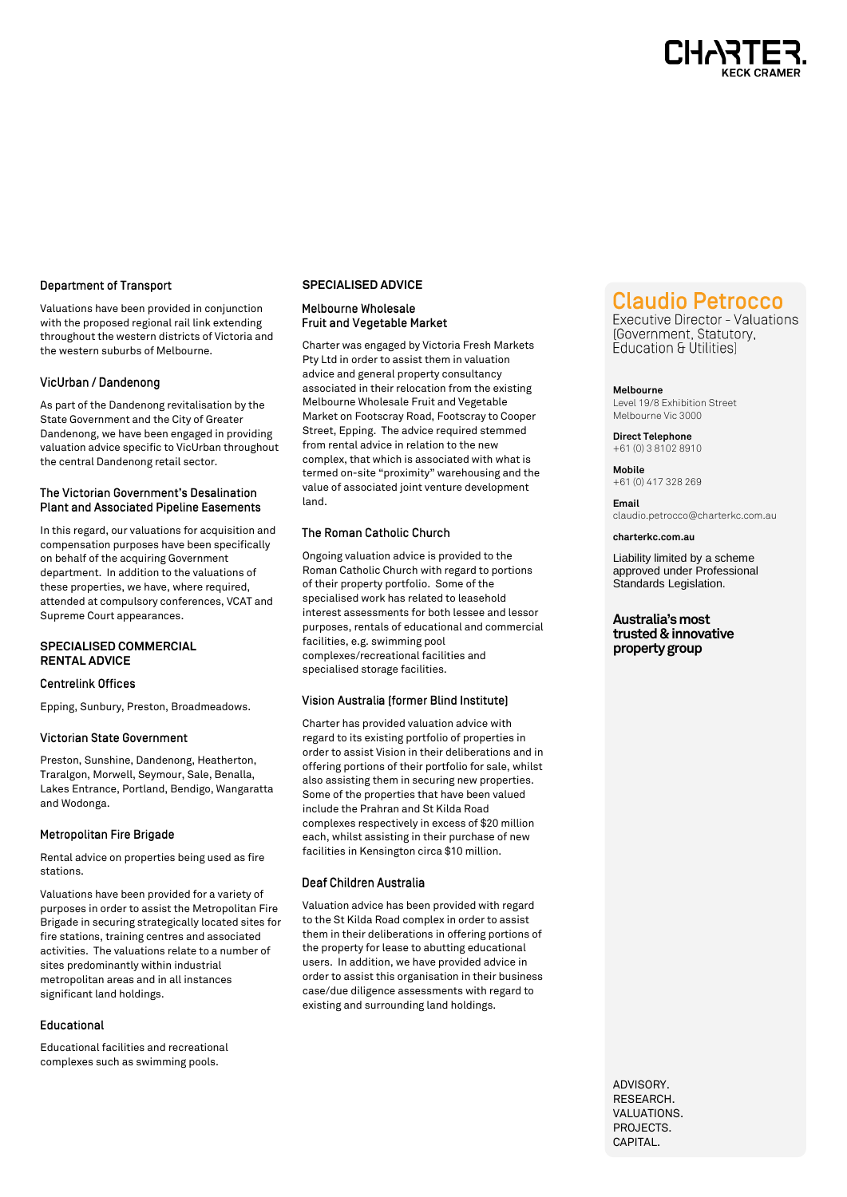### Department of Transport

Valuations have been provided in conjunction with the proposed regional rail link extending throughout the western districts of Victoria and the western suburbs of Melbourne.

### VicUrban / Dandenong

As part of the Dandenong revitalisation by the State Government and the City of Greater Dandenong, we have been engaged in providing valuation advice specific to VicUrban throughout the central Dandenong retail sector.

### The Victorian Government's Desalination Plant and Associated Pipeline Easements

In this regard, our valuations for acquisition and compensation purposes have been specifically on behalf of the acquiring Government department. In addition to the valuations of these properties, we have, where required, attended at compulsory conferences, VCAT and Supreme Court appearances.

## SPECIALISED COMMERCIAL RENTAL ADVICE

### Centrelink Offices

Epping, Sunbury, Preston, Broadmeadows.

### Victorian State Government

Preston, Sunshine, Dandenong, Heatherton, Traralgon, Morwell, Seymour, Sale, Benalla, Lakes Entrance, Portland, Bendigo, Wangaratta and Wodonga.

### Metropolitan Fire Brigade

Rental advice on properties being used as fire stations.

Valuations have been provided for a variety of purposes in order to assist the Metropolitan Fire Brigade in securing strategically located sites for fire stations, training centres and associated activities. The valuations relate to a number of sites predominantly within industrial metropolitan areas and in all instances significant land holdings.

### Educational

Educational facilities and recreational complexes such as swimming pools.

## SPECIALISED ADVICE

### Melbourne Wholesale Fruit and Vegetable Market

Charter was engaged by Victoria Fresh Markets Pty Ltd in order to assist them in valuation advice and general property consultancy associated in their relocation from the existing Melbourne Wholesale Fruit and Vegetable Market on Footscray Road, Footscray to Cooper Street, Epping. The advice required stemmed from rental advice in relation to the new complex, that which is associated with what is termed on-site "proximity" warehousing and the value of associated joint venture development land.

### The Roman Catholic Church

Ongoing valuation advice is provided to the Roman Catholic Church with regard to portions of their property portfolio. Some of the specialised work has related to leasehold interest assessments for both lessee and lessor purposes, rentals of educational and commercial facilities, e.g. swimming pool complexes/recreational facilities and specialised storage facilities.

### Vision Australia (former Blind Institute)

Charter has provided valuation advice with regard to its existing portfolio of properties in order to assist Vision in their deliberations and in offering portions of their portfolio for sale, whilst also assisting them in securing new properties. Some of the properties that have been valued include the Prahran and St Kilda Road complexes respectively in excess of $20 million each, whilst assisting in their purchase of new facilities in Kensington circa $10 million.

### Deaf Children Australia

Valuation advice has been provided with regard to the St Kilda Road complex in order to assist them in their deliberations in offering portions of the property for lease to abutting educational users. In addition, we have provided advice in order to assist this organisation in their business case/due diligence assessments with regard to existing and surrounding land holdings.

## Claudio Petrocco

Executive Director - Valuations (Government, Statutory, Education & Utilities)

**Melbourne**
Level 19/8 Exhibition Street
Melbourne Vic 3000

**Direct Telephone**
+61 (0) 3 8102 8910

**Mobile**
+61 (0) 417 328 269

**Email**
claudio.petrocco@charterkc.com.au

**charterkc.com.au**

Liability limited by a scheme approved under Professional Standards Legislation.

**Australia's most trusted & innovative property group**

ADVISORY.
RESEARCH.
VALUATIONS.
PROJECTS.
CAPITAL.